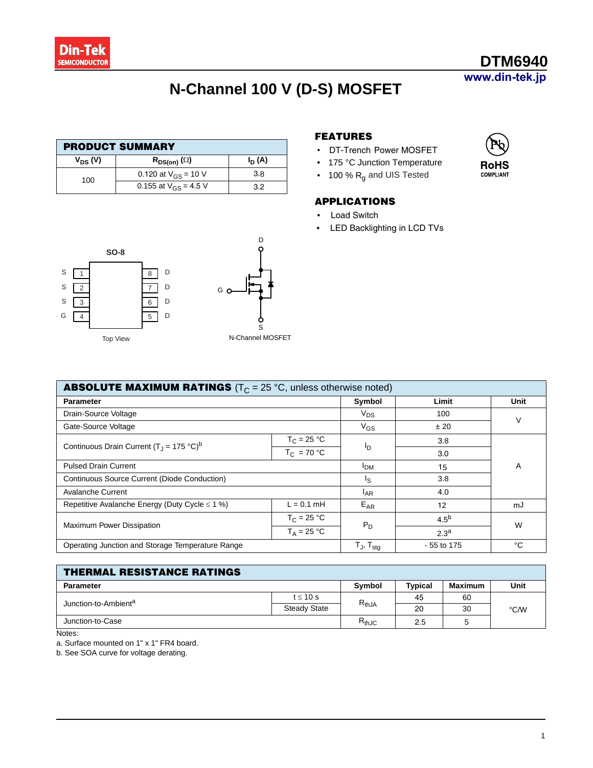Din-Tek SEMICONDUCTOR

# DTM6940

www.din-tek.jp

## N-Channel 100 V (D-S) MOSFET

| PRODUCT SUMMARY | | |
|---|---|---|
| $V_{DS}$ (V) | $R_{DS(on)}$ (Ω) | $I_D$ (A) |
| 100 | 0.120 at $V_{GS}$ = 10 V | 3.8 |
| | 0.155 at $V_{GS}$ = 4.5 V | 3.2 |

### FEATURES

- DT-Trench Power MOSFET
- 175 °C Junction Temperature
- 100 % $R_g$ and UIS Tested

RoHS COMPLIANT

### APPLICATIONS

- Load Switch
- LED Backlighting in LCD TVs

SO-8

| | Pin | Pin | |
|---|---|---|---|
| S | 1 | 8 | D |
| S | 2 | 7 | D |
| S | 3 | 6 | D |
| G | 4 | 5 | D |

Top View

N-Channel MOSFET (D, G, S)

| ABSOLUTE MAXIMUM RATINGS ($T_C$ = 25 °C, unless otherwise noted) | | | | |
|---|---|---|---|---|
| Parameter | | Symbol | Limit | Unit |
| Drain-Source Voltage | | $V_{DS}$ | 100 | V |
| Gate-Source Voltage | | $V_{GS}$ | ± 20 | |
| Continuous Drain Current ($T_J$ = 175 °C)[b] | $T_C$ = 25 °C | $I_D$ | 3.8 | A |
| | $T_C$ = 70 °C | | 3.0 | |
| Pulsed Drain Current | | $I_{DM}$ | 15 | |
| Continuous Source Current (Diode Conduction) | | $I_S$ | 3.8 | |
| Avalanche Current | | $I_{AR}$ | 4.0 | |
| Repetitive Avalanche Energy (Duty Cycle ≤ 1 %) | L = 0.1 mH | $E_{AR}$ | 12 | mJ |
| Maximum Power Dissipation | $T_C$ = 25 °C | $P_D$ | 4.5[b] | W |
| | $T_A$ = 25 °C | | 2.3[a] | |
| Operating Junction and Storage Temperature Range | | $T_J$, $T_{stg}$ | - 55 to 175 | °C |

| THERMAL RESISTANCE RATINGS | | | | | |
|---|---|---|---|---|---|
| Parameter | | Symbol | Typical | Maximum | Unit |
| Junction-to-Ambient[a] | t ≤ 10 s | $R_{thJA}$ | 45 | 60 | °C/W |
| | Steady State | | 20 | 30 | |
| Junction-to-Case | | $R_{thJC}$ | 2.5 | 5 | |

Notes:

a. Surface mounted on 1" x 1" FR4 board.

b. See SOA curve for voltage derating.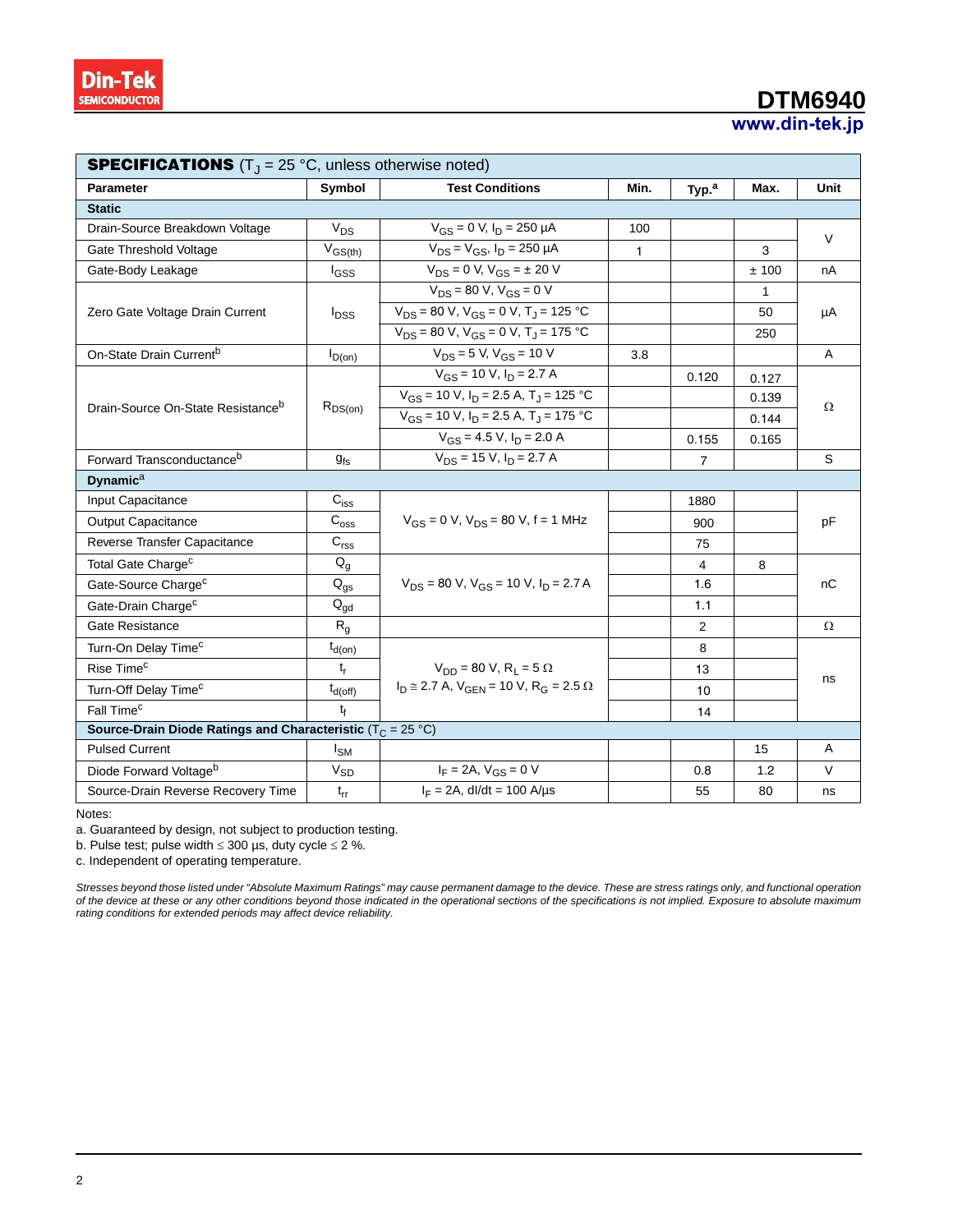## SPECIFICATIONS ($T_J$ = 25 °C, unless otherwise noted)

| Parameter | Symbol | Test Conditions | Min. | Typ.[a] | Max. | Unit |
|---|---|---|---|---|---|---|
| **Static** | | | | | | |
| Drain-Source Breakdown Voltage | $V_{DS}$ | $V_{GS}$ = 0 V, $I_D$ = 250 µA | 100 | | | V |
| Gate Threshold Voltage | $V_{GS(th)}$ | $V_{DS} = V_{GS}$, $I_D$ = 250 µA | 1 | | 3 | V |
| Gate-Body Leakage | $I_{GSS}$ | $V_{DS}$ = 0 V, $V_{GS}$ = ± 20 V | | | ± 100 | nA |
| Zero Gate Voltage Drain Current | $I_{DSS}$ | $V_{DS}$ = 80 V, $V_{GS}$ = 0 V | | | 1 | µA |
| | | $V_{DS}$ = 80 V, $V_{GS}$ = 0 V, $T_J$ = 125 °C | | | 50 | |
| | | $V_{DS}$ = 80 V, $V_{GS}$ = 0 V, $T_J$ = 175 °C | | | 250 | |
| On-State Drain Current[b] | $I_{D(on)}$ | $V_{DS}$ = 5 V, $V_{GS}$ = 10 V | 3.8 | | | A |
| Drain-Source On-State Resistance[b] | $R_{DS(on)}$ | $V_{GS}$ = 10 V, $I_D$ = 2.7 A | | 0.120 | 0.127 | Ω |
| | | $V_{GS}$ = 10 V, $I_D$ = 2.5 A, $T_J$ = 125 °C | | | 0.139 | |
| | | $V_{GS}$ = 10 V, $I_D$ = 2.5 A, $T_J$ = 175 °C | | | 0.144 | |
| | | $V_{GS}$ = 4.5 V, $I_D$ = 2.0 A | | 0.155 | 0.165 | |
| Forward Transconductance[b] | $g_{fs}$ | $V_{DS}$ = 15 V, $I_D$ = 2.7 A | | 7 | | S |
| **Dynamic[a]** | | | | | | |
| Input Capacitance | $C_{iss}$ | $V_{GS}$ = 0 V, $V_{DS}$ = 80 V, f = 1 MHz | | 1880 | | pF |
| Output Capacitance | $C_{oss}$ | | | 900 | | |
| Reverse Transfer Capacitance | $C_{rss}$ | | | 75 | | |
| Total Gate Charge[c] | $Q_g$ | $V_{DS}$ = 80 V, $V_{GS}$ = 10 V, $I_D$ = 2.7 A | | 4 | 8 | nC |
| Gate-Source Charge[c] | $Q_{gs}$ | | | 1.6 | | |
| Gate-Drain Charge[c] | $Q_{gd}$ | | | 1.1 | | |
| Gate Resistance | $R_g$ | | | 2 | | Ω |
| Turn-On Delay Time[c] | $t_{d(on)}$ | $V_{DD}$ = 80 V, $R_L$ = 5 Ω, $I_D \cong$ 2.7 A, $V_{GEN}$ = 10 V, $R_G$ = 2.5 Ω | | 8 | | ns |
| Rise Time[c] | $t_r$ | | | 13 | | |
| Turn-Off Delay Time[c] | $t_{d(off)}$ | | | 10 | | |
| Fall Time[c] | $t_f$ | | | 14 | | |
| **Source-Drain Diode Ratings and Characteristic** ($T_C$ = 25 °C) | | | | | | |
| Pulsed Current | $I_{SM}$ | | | | 15 | A |
| Diode Forward Voltage[b] | $V_{SD}$ | $I_F$ = 2A, $V_{GS}$ = 0 V | | 0.8 | 1.2 | V |
| Source-Drain Reverse Recovery Time | $t_{rr}$ | $I_F$ = 2A, dI/dt = 100 A/µs | | 55 | 80 | ns |

Notes:

a. Guaranteed by design, not subject to production testing.

b. Pulse test; pulse width ≤ 300 µs, duty cycle ≤ 2 %.

c. Independent of operating temperature.

*Stresses beyond those listed under "Absolute Maximum Ratings" may cause permanent damage to the device. These are stress ratings only, and functional operation of the device at these or any other conditions beyond those indicated in the operational sections of the specifications is not implied. Exposure to absolute maximum rating conditions for extended periods may affect device reliability.*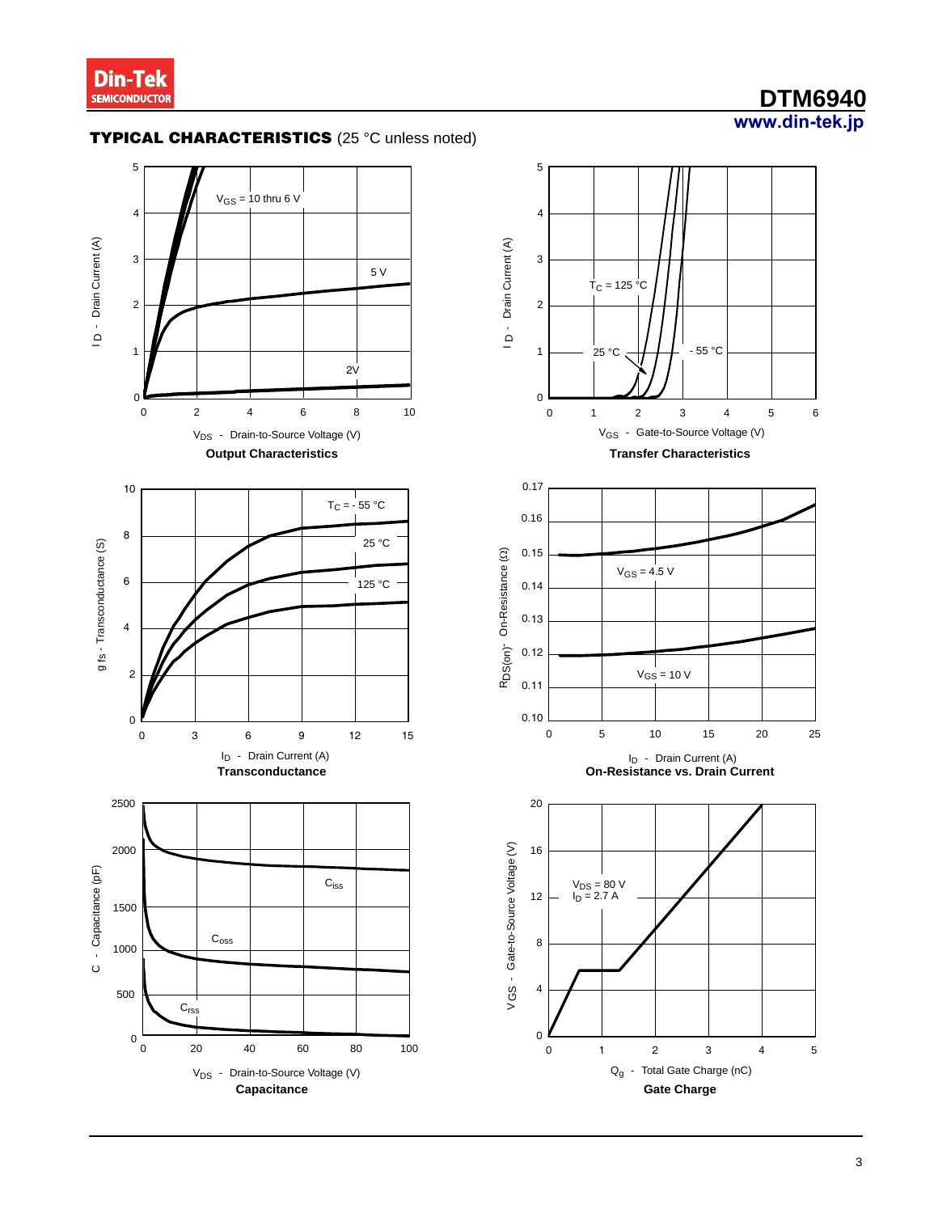## TYPICAL CHARACTERISTICS (25 °C unless noted)

$V_{GS}$ = 10 thru 6 V

5 V

2V

$I_D$ - Drain Current (A)

$V_{DS}$ - Drain-to-Source Voltage (V)

**Output Characteristics**

$T_C$ = 125 °C

25 °C

- 55 °C

$I_D$ - Drain Current (A)

$V_{GS}$ - Gate-to-Source Voltage (V)

**Transfer Characteristics**

$T_C$ = - 55 °C

25 °C

125 °C

$g_{fs}$ - Transconductance (S)

$I_D$ - Drain Current (A)

**Transconductance**

$V_{GS}$ = 4.5 V

$V_{GS}$ = 10 V

$R_{DS(on)}$ - On-Resistance (Ω)

$I_D$ - Drain Current (A)

**On-Resistance vs. Drain Current**

$C_{iss}$

$C_{oss}$

$C_{rss}$

C - Capacitance (pF)

$V_{DS}$ - Drain-to-Source Voltage (V)

**Capacitance**

$V_{DS}$ = 80 V
$I_D$ = 2.7 A

$V_{GS}$ - Gate-to-Source Voltage (V)

$Q_g$ - Total Gate Charge (nC)

**Gate Charge**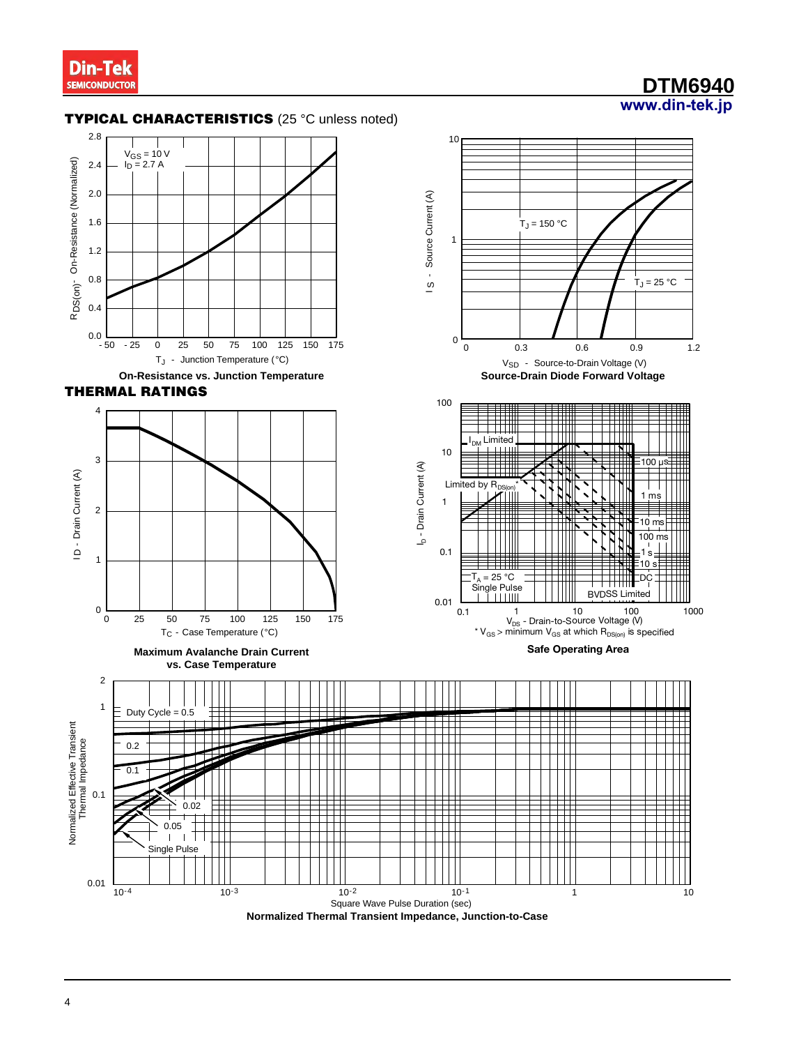## TYPICAL CHARACTERISTICS (25 °C unless noted)

$V_{GS}$ = 10 V
$I_D$ = 2.7 A

$R_{DS(on)}$ - On-Resistance (Normalized)

$T_J$ - Junction Temperature (°C)

**On-Resistance vs. Junction Temperature**

$I_S$ - Source Current (A)

$T_J$ = 150 °C

$T_J$ = 25 °C

$V_{SD}$ - Source-to-Drain Voltage (V)

**Source-Drain Diode Forward Voltage**

## THERMAL RATINGS

ID - Drain Current (A)

$T_C$ - Case Temperature (°C)

**Maximum Avalanche Drain Current vs. Case Temperature**

$I_{DM}$ Limited

Limited by $R_{DS(on)}$*

100 μs

1 ms

10 ms

100 ms

1 s

10 s

DC

$T_A$ = 25 °C
Single Pulse

BVDSS Limited

$I_D$ - Drain Current (A)

$V_{DS}$ - Drain-to-Source Voltage (V)

* $V_{GS}$ > minimum $V_{GS}$ at which $R_{DS(on)}$ is specified

**Safe Operating Area**

Duty Cycle = 0.5

0.2

0.1

0.02

0.05

Single Pulse

Normalized Effective Transient Thermal Impedance

Square Wave Pulse Duration (sec)

**Normalized Thermal Transient Impedance, Junction-to-Case**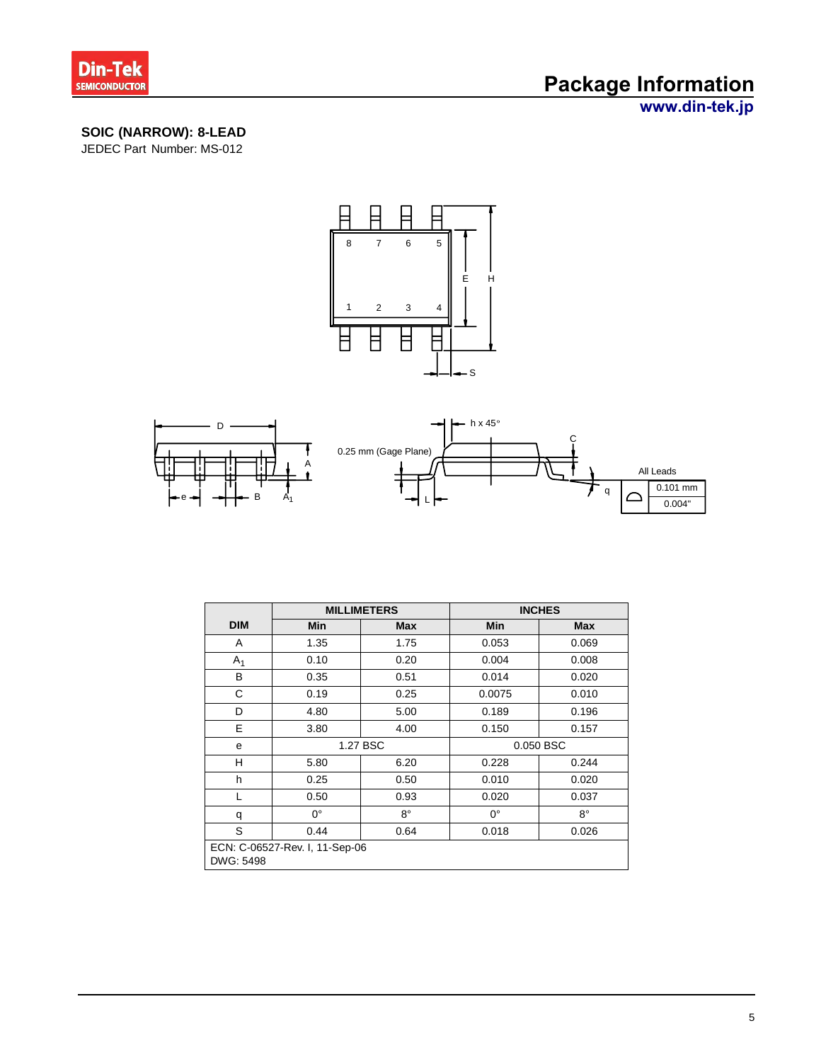## SOIC (NARROW): 8-LEAD

JEDEC Part Number: MS-012

| DIM | MILLIMETERS | | INCHES | |
|---|---|---|---|---|
| | Min | Max | Min | Max |
| A | 1.35 | 1.75 | 0.053 | 0.069 |
| $A_1$ | 0.10 | 0.20 | 0.004 | 0.008 |
| B | 0.35 | 0.51 | 0.014 | 0.020 |
| C | 0.19 | 0.25 | 0.0075 | 0.010 |
| D | 4.80 | 5.00 | 0.189 | 0.196 |
| E | 3.80 | 4.00 | 0.150 | 0.157 |
| e | 1.27 BSC | | 0.050 BSC | |
| H | 5.80 | 6.20 | 0.228 | 0.244 |
| h | 0.25 | 0.50 | 0.010 | 0.020 |
| L | 0.50 | 0.93 | 0.020 | 0.037 |
| q | 0° | 8° | 0° | 8° |
| S | 0.44 | 0.64 | 0.018 | 0.026 |

ECN: C-06527-Rev. I, 11-Sep-06
DWG: 5498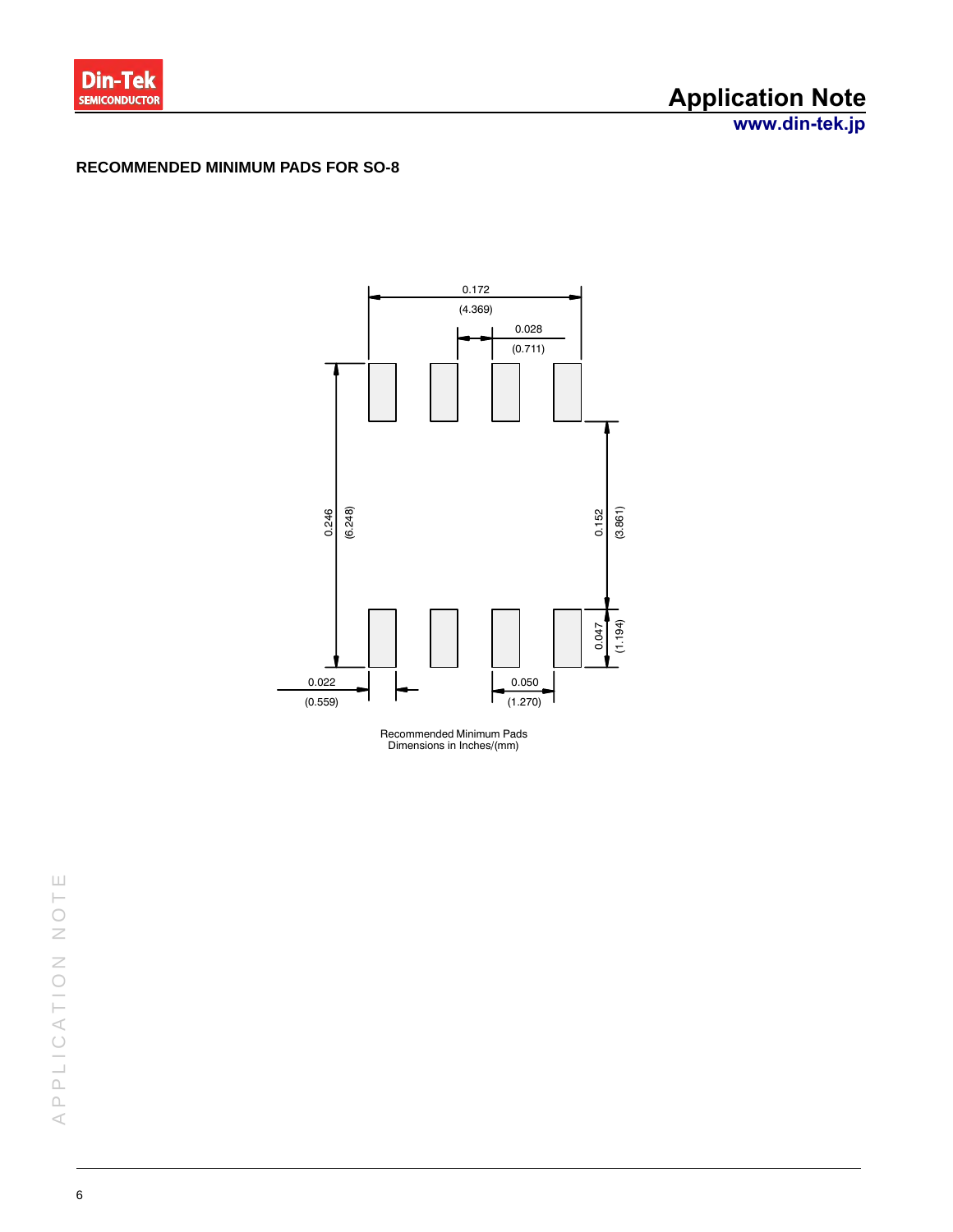## RECOMMENDED MINIMUM PADS FOR SO-8

0.172

(4.369)

0.028

(0.711)

0.246

(6.248)

0.152

(3.861)

0.047

(1.194)

0.022

(0.559)

0.050

(1.270)

Recommended Minimum Pads
Dimensions in Inches/(mm)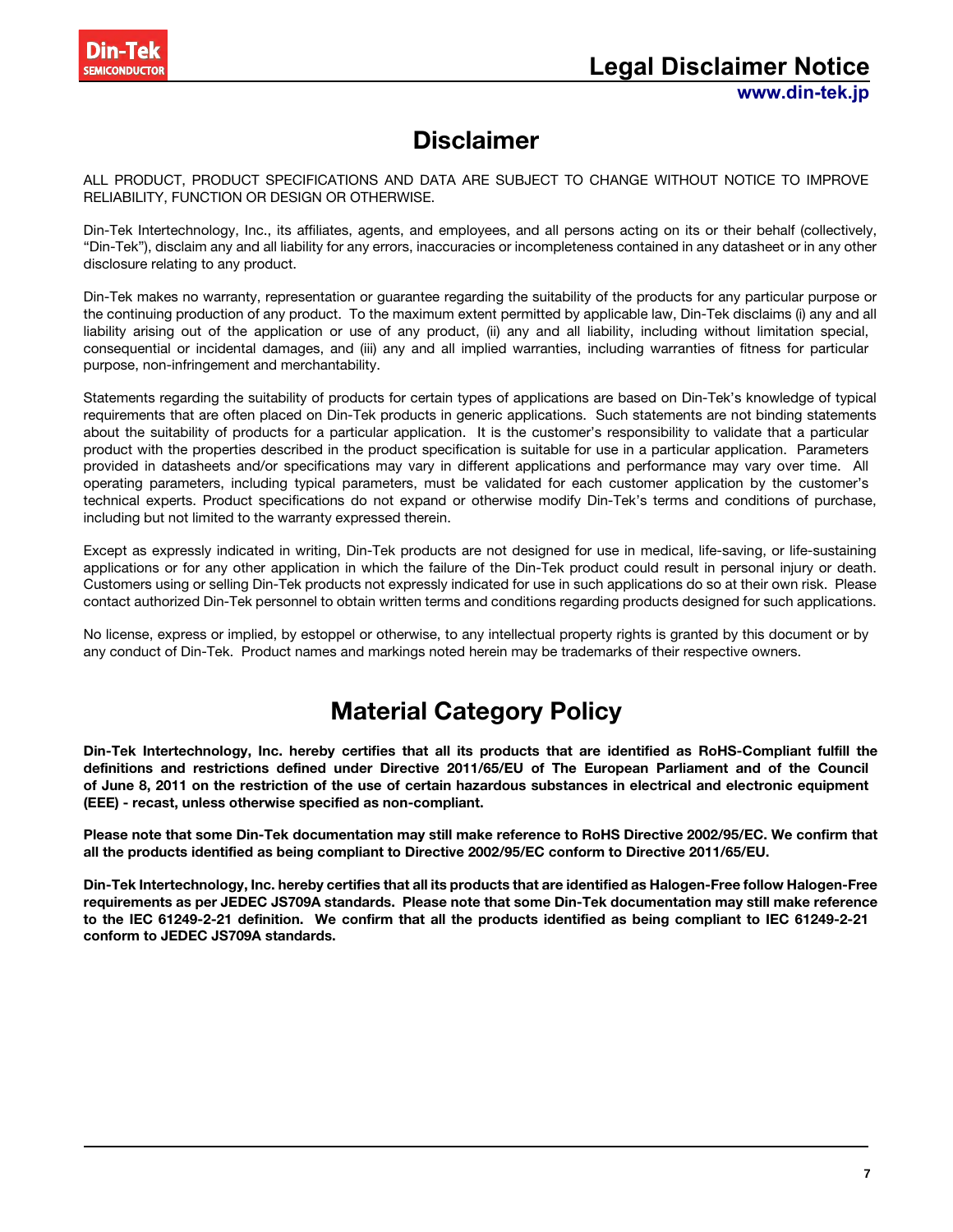# Legal Disclaimer Notice

www.din-tek.jp

## Disclaimer

ALL PRODUCT, PRODUCT SPECIFICATIONS AND DATA ARE SUBJECT TO CHANGE WITHOUT NOTICE TO IMPROVE RELIABILITY, FUNCTION OR DESIGN OR OTHERWISE.

Din-Tek Intertechnology, Inc., its affiliates, agents, and employees, and all persons acting on its or their behalf (collectively, "Din-Tek"), disclaim any and all liability for any errors, inaccuracies or incompleteness contained in any datasheet or in any other disclosure relating to any product.

Din-Tek makes no warranty, representation or guarantee regarding the suitability of the products for any particular purpose or the continuing production of any product. To the maximum extent permitted by applicable law, Din-Tek disclaims (i) any and all liability arising out of the application or use of any product, (ii) any and all liability, including without limitation special, consequential or incidental damages, and (iii) any and all implied warranties, including warranties of fitness for particular purpose, non-infringement and merchantability.

Statements regarding the suitability of products for certain types of applications are based on Din-Tek's knowledge of typical requirements that are often placed on Din-Tek products in generic applications. Such statements are not binding statements about the suitability of products for a particular application. It is the customer's responsibility to validate that a particular product with the properties described in the product specification is suitable for use in a particular application. Parameters provided in datasheets and/or specifications may vary in different applications and performance may vary over time. All operating parameters, including typical parameters, must be validated for each customer application by the customer's technical experts. Product specifications do not expand or otherwise modify Din-Tek's terms and conditions of purchase, including but not limited to the warranty expressed therein.

Except as expressly indicated in writing, Din-Tek products are not designed for use in medical, life-saving, or life-sustaining applications or for any other application in which the failure of the Din-Tek product could result in personal injury or death. Customers using or selling Din-Tek products not expressly indicated for use in such applications do so at their own risk. Please contact authorized Din-Tek personnel to obtain written terms and conditions regarding products designed for such applications.

No license, express or implied, by estoppel or otherwise, to any intellectual property rights is granted by this document or by any conduct of Din-Tek. Product names and markings noted herein may be trademarks of their respective owners.

## Material Category Policy

**Din-Tek Intertechnology, Inc. hereby certifies that all its products that are identified as RoHS-Compliant fulfill the definitions and restrictions defined under Directive 2011/65/EU of The European Parliament and of the Council of June 8, 2011 on the restriction of the use of certain hazardous substances in electrical and electronic equipment (EEE) - recast, unless otherwise specified as non-compliant.**

**Please note that some Din-Tek documentation may still make reference to RoHS Directive 2002/95/EC. We confirm that all the products identified as being compliant to Directive 2002/95/EC conform to Directive 2011/65/EU.**

**Din-Tek Intertechnology, Inc. hereby certifies that all its products that are identified as Halogen-Free follow Halogen-Free requirements as per JEDEC JS709A standards. Please note that some Din-Tek documentation may still make reference to the IEC 61249-2-21 definition. We confirm that all the products identified as being compliant to IEC 61249-2-21 conform to JEDEC JS709A standards.**